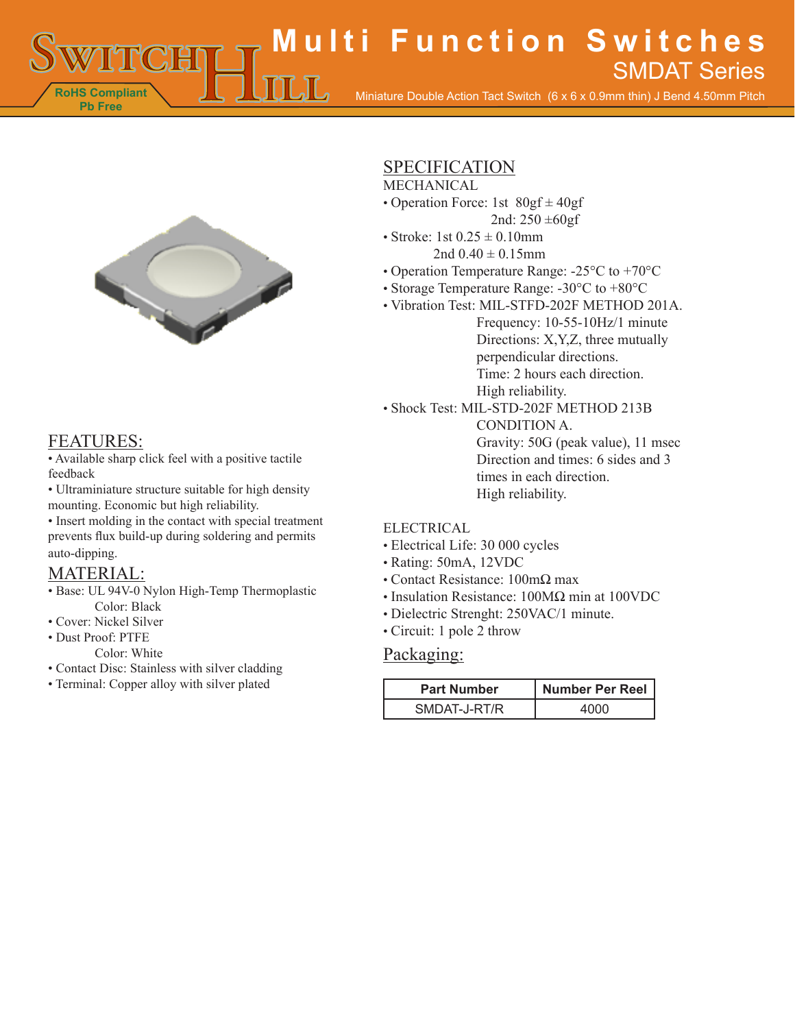# Multi Function Switches

## SMDAT Series

Miniature Double Action Tact Switch (6 x 6 x 0.9mm thin) J Bend 4.50mm Pitch

RoHS Compliant
Pb Free

## FEATURES:

- Available sharp click feel with a positive tactile feedback
- Ultraminiature structure suitable for high density mounting. Economic but high reliability.
- Insert molding in the contact with special treatment prevents flux build-up during soldering and permits auto-dipping.

## MATERIAL:

- Base: UL 94V-0 Nylon High-Temp Thermoplastic
  Color: Black
- Cover: Nickel Silver
- Dust Proof: PTFE
  Color: White
- Contact Disc: Stainless with silver cladding
- Terminal: Copper alloy with silver plated

## SPECIFICATION

MECHANICAL

- Operation Force: 1st 80gf ± 40gf
  2nd: 250 ±60gf
- Stroke: 1st 0.25 ± 0.10mm
  2nd 0.40 ± 0.15mm
- Operation Temperature Range: -25°C to +70°C
- Storage Temperature Range: -30°C to +80°C
- Vibration Test: MIL-STFD-202F METHOD 201A.
  Frequency: 10-55-10Hz/1 minute
  Directions: X,Y,Z, three mutually perpendicular directions.
  Time: 2 hours each direction.
  High reliability.
- Shock Test: MIL-STD-202F METHOD 213B CONDITION A.
  Gravity: 50G (peak value), 11 msec
  Direction and times: 6 sides and 3 times in each direction.
  High reliability.

ELECTRICAL

- Electrical Life: 30 000 cycles
- Rating: 50mA, 12VDC
- Contact Resistance: 100mΩ max
- Insulation Resistance: 100MΩ min at 100VDC
- Dielectric Strenght: 250VAC/1 minute.
- Circuit: 1 pole 2 throw

## Packaging:

| Part Number | Number Per Reel |
|---|---|
| SMDAT-J-RT/R | 4000 |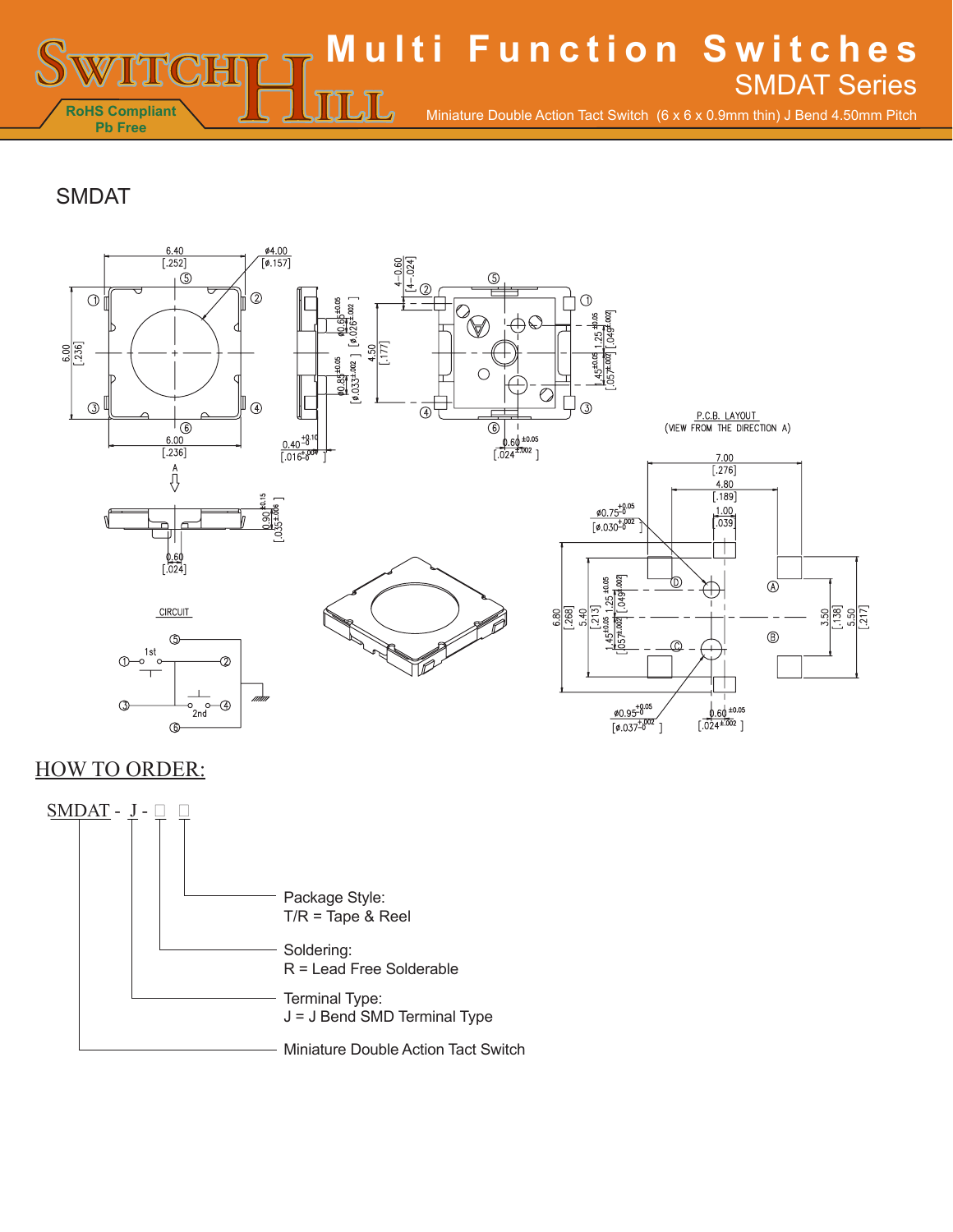# Multi Function Switches

## SMDAT Series

Miniature Double Action Tact Switch (6 x 6 x 0.9mm thin) J Bend 4.50mm Pitch

RoHS Compliant
Pb Free

## SMDAT

P.C.B. LAYOUT
(VIEW FROM THE DIRECTION A)

CIRCUIT

## HOW TO ORDER:

SMDAT - J - □ □

- Package Style:
  T/R = Tape & Reel
- Soldering:
  R = Lead Free Solderable
- Terminal Type:
  J = J Bend SMD Terminal Type
- Miniature Double Action Tact Switch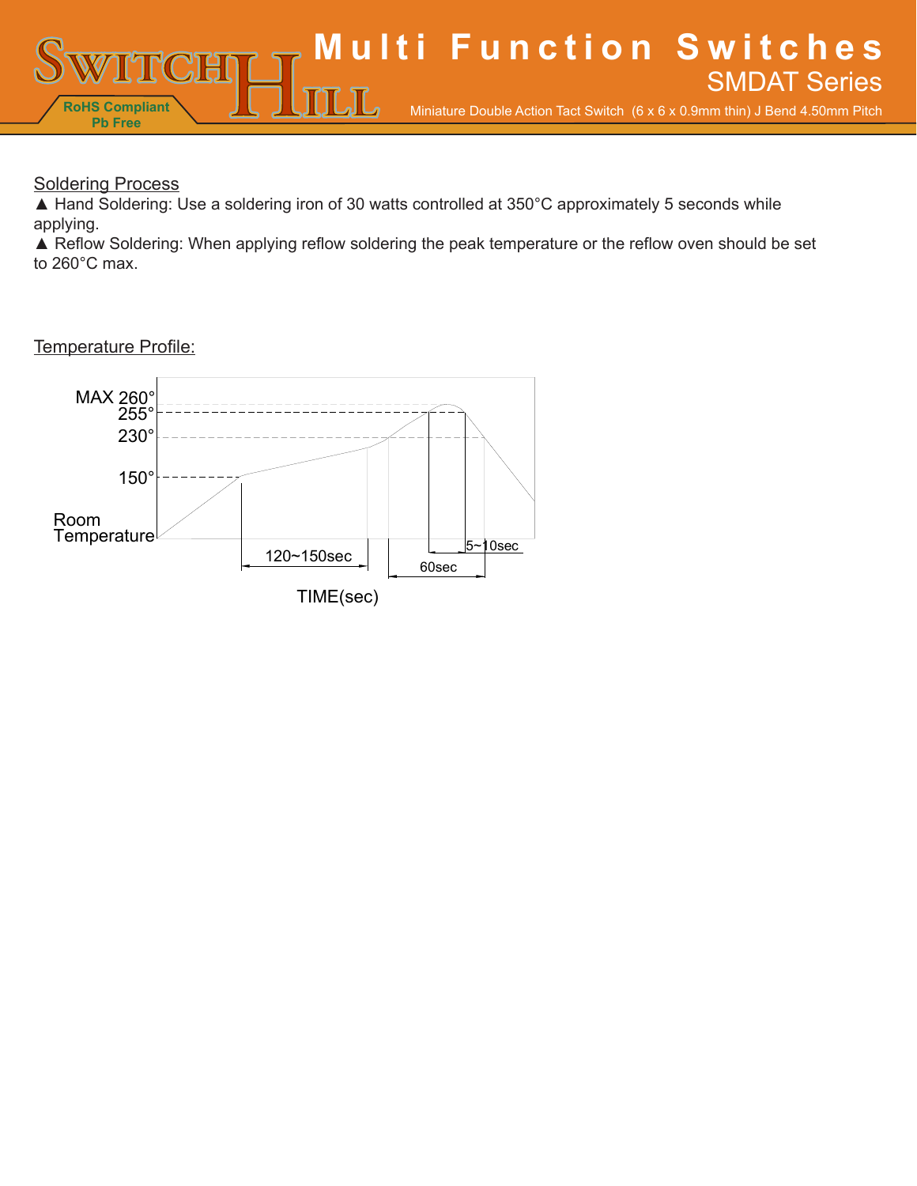## Soldering Process

▲ Hand Soldering: Use a soldering iron of 30 watts controlled at 350°C approximately 5 seconds while applying.

▲ Reflow Soldering: When applying reflow soldering the peak temperature or the reflow oven should be set to 260°C max.

## Temperature Profile:

MAX 260°
255°
230°
150°
Room Temperature
120~150sec
60sec
5~10sec
TIME(sec)